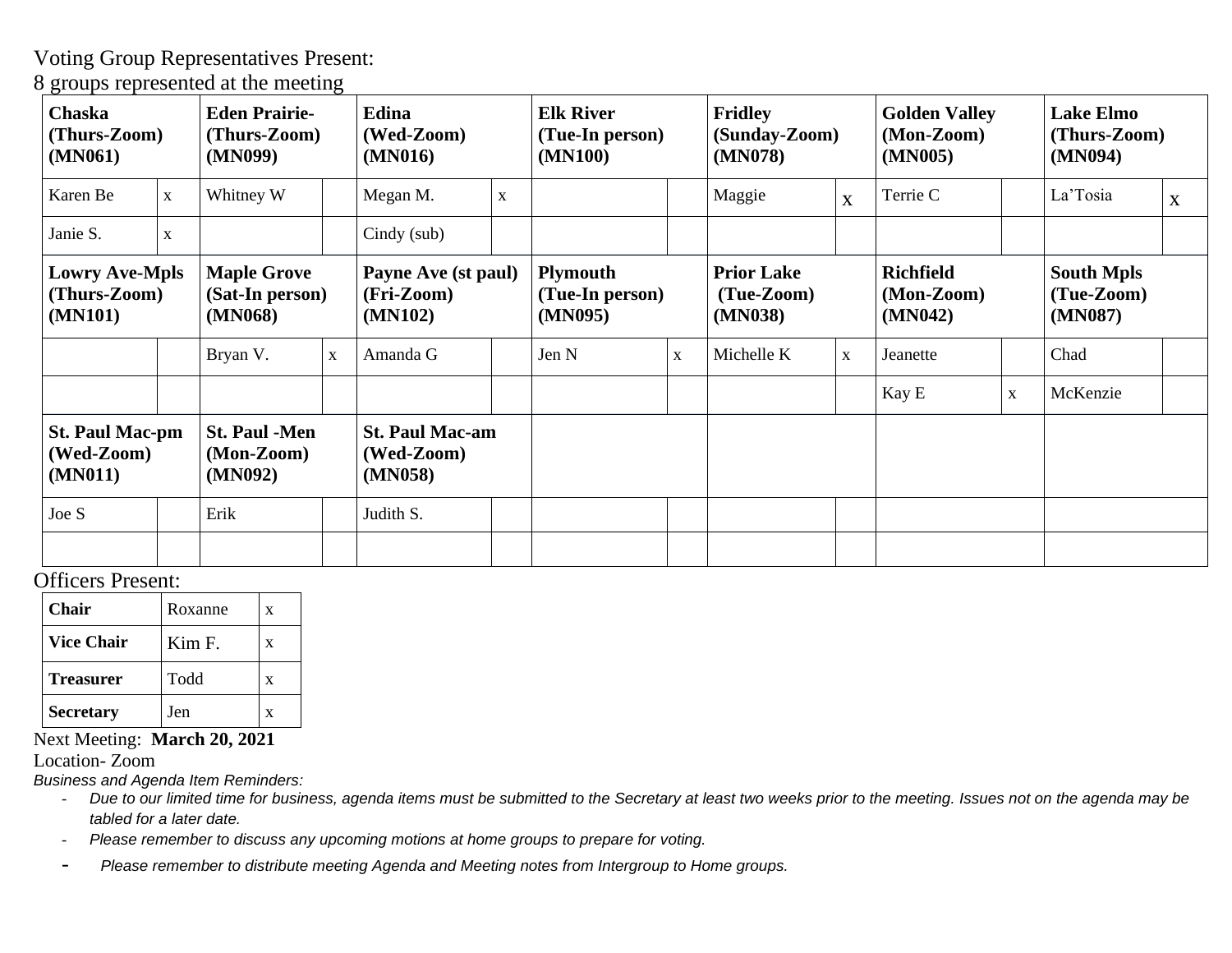Voting Group Representatives Present:

8 groups represented at the meeting

| | | | | | | | | | | | | | |
|---|---|---|---|---|---|---|---|---|---|---|---|---|---|
| **Chaska (Thurs-Zoom) (MN061)** | | **Eden Prairie- (Thurs-Zoom) (MN099)** | | **Edina (Wed-Zoom) (MN016)** | | **Elk River (Tue-In person) (MN100)** | | **Fridley (Sunday-Zoom) (MN078)** | | **Golden Valley (Mon-Zoom) (MN005)** | | **Lake Elmo (Thurs-Zoom) (MN094)** | |
| Karen Be | x | Whitney W | | Megan M. | x | | | Maggie | x | Terrie C | | La'Tosia | x |
| Janie S. | x | | | Cindy (sub) | | | | | | | | | |
| **Lowry Ave-Mpls (Thurs-Zoom) (MN101)** | | **Maple Grove (Sat-In person) (MN068)** | | **Payne Ave (st paul) (Fri-Zoom) (MN102)** | | **Plymouth (Tue-In person) (MN095)** | | **Prior Lake (Tue-Zoom) (MN038)** | | **Richfield (Mon-Zoom) (MN042)** | | **South Mpls (Tue-Zoom) (MN087)** | |
| | | Bryan V. | x | Amanda G | | Jen N | x | Michelle K | x | Jeanette | | Chad | |
| | | | | | | | | | | Kay E | x | McKenzie | |
| **St. Paul Mac-pm (Wed-Zoom) (MN011)** | | **St. Paul -Men (Mon-Zoom) (MN092)** | | **St. Paul Mac-am (Wed-Zoom) (MN058)** | | | | | | | | | |
| Joe S | | Erik | | Judith S. | | | | | | | | | |
| | | | | | | | | | | | | | |

Officers Present:

| | | |
|---|---|---|
| **Chair** | Roxanne | x |
| **Vice Chair** | Kim F. | x |
| **Treasurer** | Todd | x |
| **Secretary** | Jen | x |

Next Meeting: **March 20, 2021**

Location- Zoom

*Business and Agenda Item Reminders:*

- *Due to our limited time for business, agenda items must be submitted to the Secretary at least two weeks prior to the meeting. Issues not on the agenda may be tabled for a later date.*
- *Please remember to discuss any upcoming motions at home groups to prepare for voting.*
- *Please remember to distribute meeting Agenda and Meeting notes from Intergroup to Home groups.*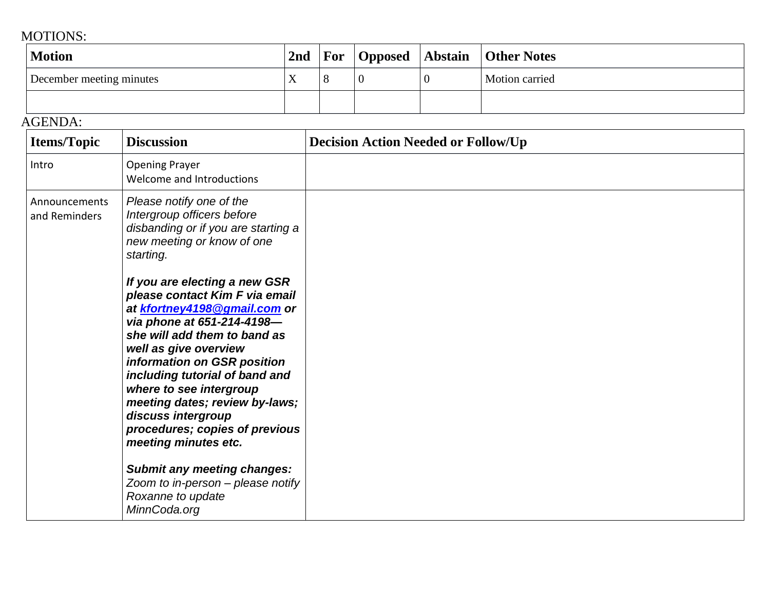MOTIONS:

| Motion | 2nd | For | Opposed | Abstain | Other Notes |
|---|---|---|---|---|---|
| December meeting minutes | X | 8 | 0 | 0 | Motion carried |
| | | | | | |

AGENDA:

| Items/Topic | Discussion | Decision Action Needed or Follow/Up |
|---|---|---|
| Intro | Opening Prayer<br>Welcome and Introductions | |
| Announcements and Reminders | *Please notify one of the Intergroup officers before disbanding or if you are starting a new meeting or know of one starting.*<br><br>***If you are electing a new GSR please contact Kim F via email at [kfortney4198@gmail.com](mailto:kfortney4198@gmail.com) or via phone at 651-214-4198—she will add them to band as well as give overview information on GSR position including tutorial of band and where to see intergroup meeting dates; review by-laws; discuss intergroup procedures; copies of previous meeting minutes etc.***<br><br>***Submit any meeting changes:*** *Zoom to in-person – please notify Roxanne to update MinnCoda.org* | |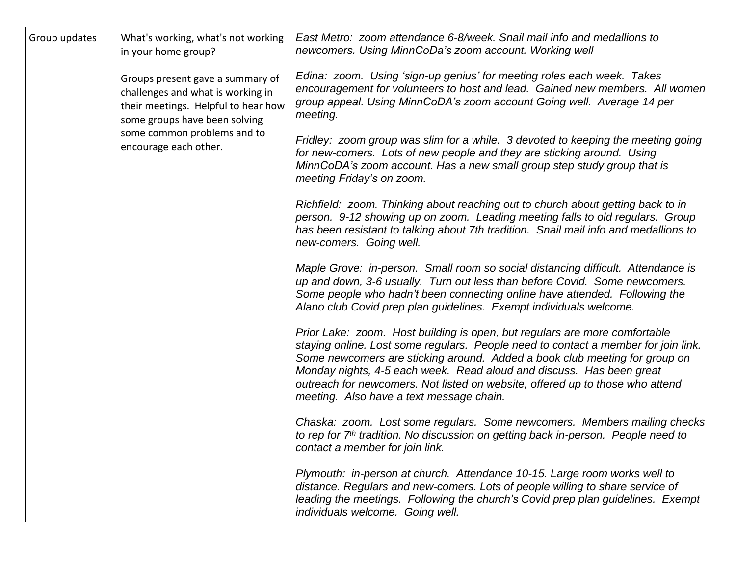| | | |
|---|---|---|
| Group updates | What's working, what's not working in your home group?<br><br>Groups present gave a summary of challenges and what is working in their meetings. Helpful to hear how some groups have been solving some common problems and to encourage each other. | *East Metro: zoom attendance 6-8/week. Snail mail info and medallions to newcomers. Using MinnCoDa's zoom account. Working well*<br><br>*Edina: zoom. Using 'sign-up genius' for meeting roles each week. Takes encouragement for volunteers to host and lead. Gained new members. All women group appeal. Using MinnCoDA's zoom account Going well. Average 14 per meeting.*<br><br>*Fridley: zoom group was slim for a while. 3 devoted to keeping the meeting going for new-comers. Lots of new people and they are sticking around. Using MinnCoDA's zoom account. Has a new small group step study group that is meeting Friday's on zoom.*<br><br>*Richfield: zoom. Thinking about reaching out to church about getting back to in person. 9-12 showing up on zoom. Leading meeting falls to old regulars. Group has been resistant to talking about 7th tradition. Snail mail info and medallions to new-comers. Going well.*<br><br>*Maple Grove: in-person. Small room so social distancing difficult. Attendance is up and down, 3-6 usually. Turn out less than before Covid. Some newcomers. Some people who hadn't been connecting online have attended. Following the Alano club Covid prep plan guidelines. Exempt individuals welcome.*<br><br>*Prior Lake: zoom. Host building is open, but regulars are more comfortable staying online. Lost some regulars. People need to contact a member for join link. Some newcomers are sticking around. Added a book club meeting for group on Monday nights, 4-5 each week. Read aloud and discuss. Has been great outreach for newcomers. Not listed on website, offered up to those who attend meeting. Also have a text message chain.*<br><br>*Chaska: zoom. Lost some regulars. Some newcomers. Members mailing checks to rep for 7th tradition. No discussion on getting back in-person. People need to contact a member for join link.*<br><br>*Plymouth: in-person at church. Attendance 10-15. Large room works well to distance. Regulars and new-comers. Lots of people willing to share service of leading the meetings. Following the church's Covid prep plan guidelines. Exempt individuals welcome. Going well.* |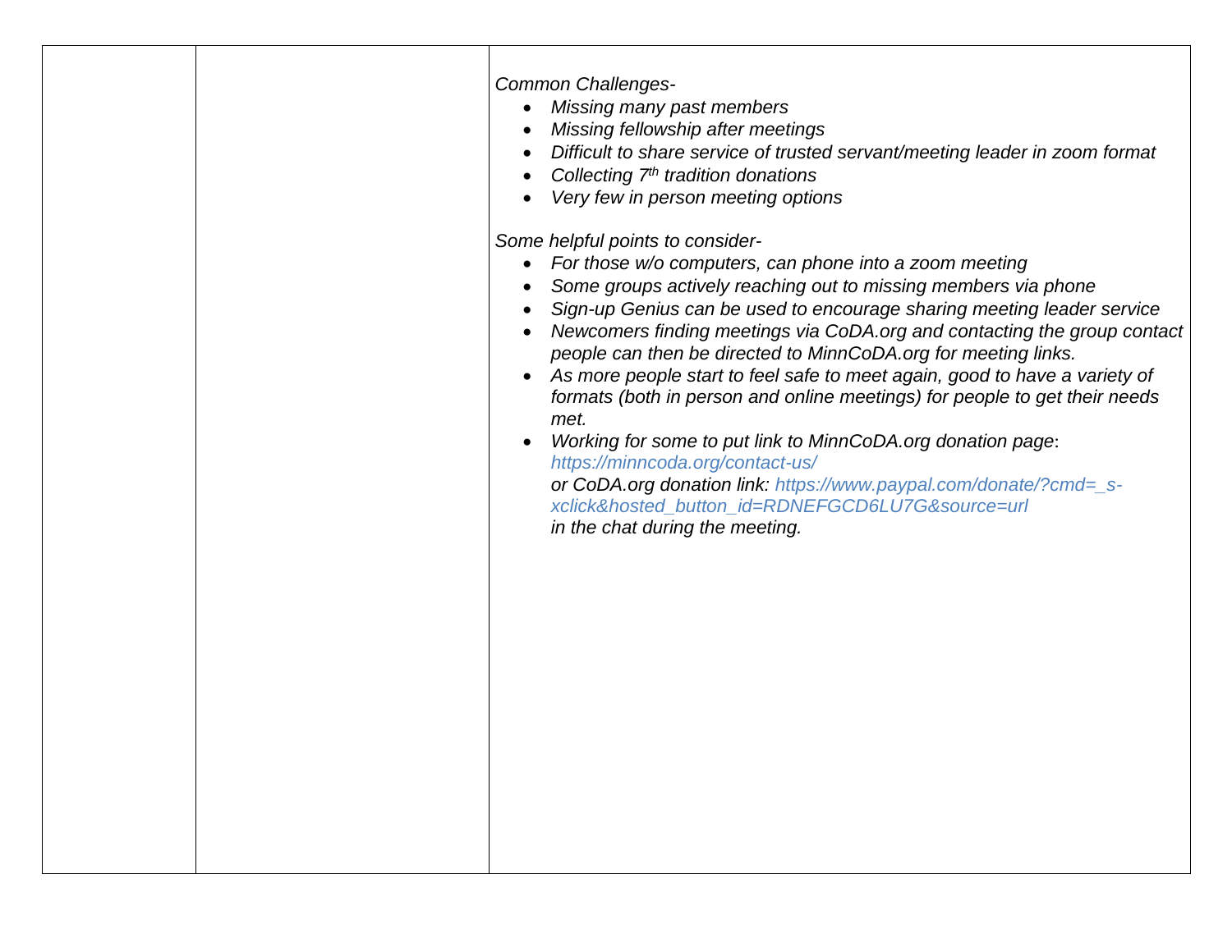| | | *Common Challenges-*<br>• *Missing many past members*<br>• *Missing fellowship after meetings*<br>• *Difficult to share service of trusted servant/meeting leader in zoom format*<br>• *Collecting 7th tradition donations*<br>• *Very few in person meeting options*<br><br>*Some helpful points to consider-*<br>• *For those w/o computers, can phone into a zoom meeting*<br>• *Some groups actively reaching out to missing members via phone*<br>• *Sign-up Genius can be used to encourage sharing meeting leader service*<br>• *Newcomers finding meetings via CoDA.org and contacting the group contact people can then be directed to MinnCoDA.org for meeting links.*<br>• *As more people start to feel safe to meet again, good to have a variety of formats (both in person and online meetings) for people to get their needs met.*<br>• *Working for some to put link to MinnCoDA.org donation page*: *https://minncoda.org/contact-us/* *or CoDA.org donation link: https://www.paypal.com/donate/?cmd=_s-xclick&hosted_button_id=RDNEFGCD6LU7G&source=url* *in the chat during the meeting.* |
|---|---|---|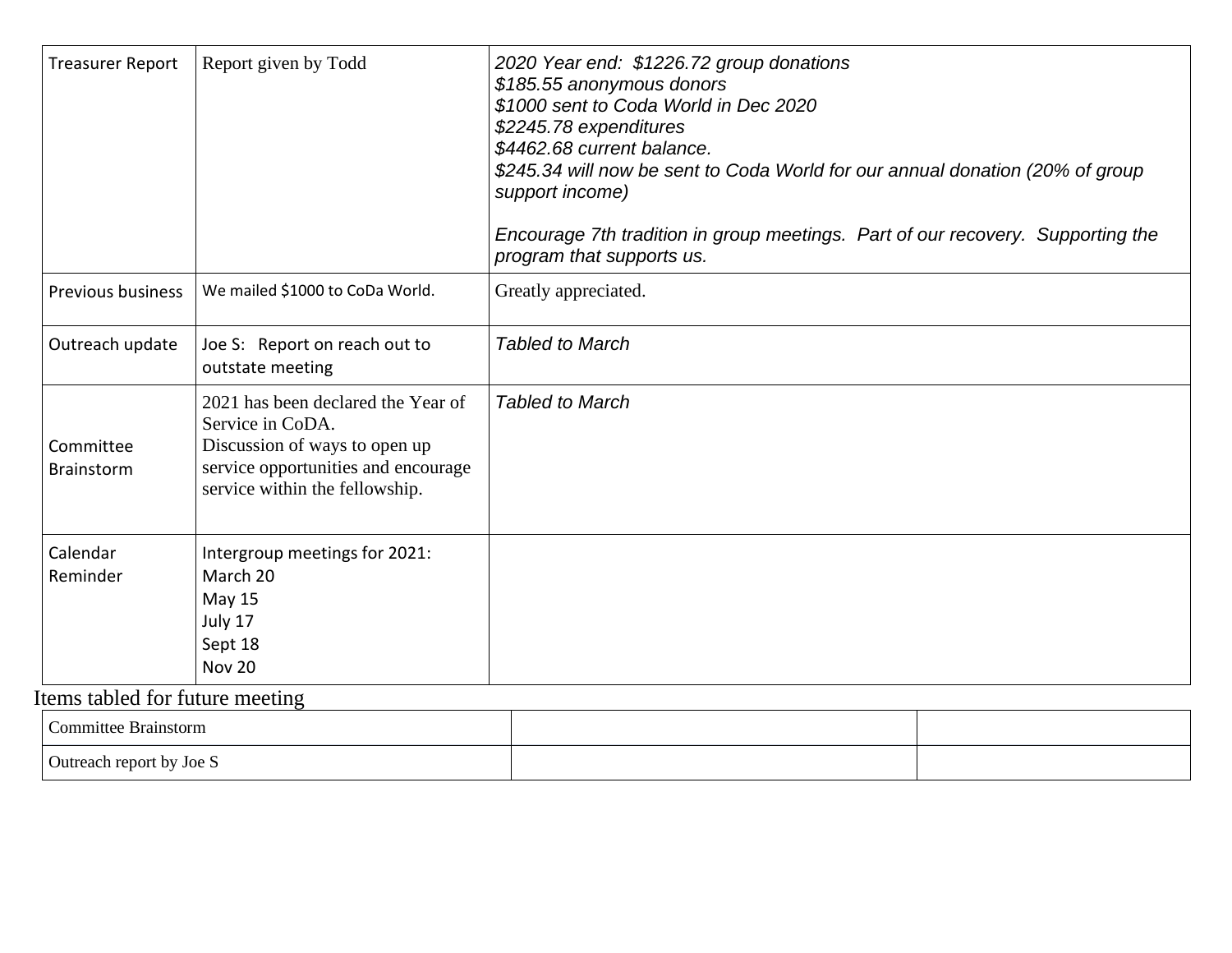| | | |
|---|---|---|
| Treasurer Report | Report given by Todd | *2020 Year end: $1226.72 group donations*<br>*$185.55 anonymous donors*<br>*$1000 sent to Coda World in Dec 2020*<br>*$2245.78 expenditures*<br>*$4462.68 current balance.*<br>*$245.34 will now be sent to Coda World for our annual donation (20% of group support income)*<br><br>*Encourage 7th tradition in group meetings. Part of our recovery. Supporting the program that supports us.* |
| Previous business | We mailed $1000 to CoDa World. | Greatly appreciated. |
| Outreach update | Joe S: Report on reach out to outstate meeting | *Tabled to March* |
| Committee Brainstorm | 2021 has been declared the Year of Service in CoDA.<br>Discussion of ways to open up service opportunities and encourage service within the fellowship. | *Tabled to March* |
| Calendar Reminder | Intergroup meetings for 2021:<br>March 20<br>May 15<br>July 17<br>Sept 18<br>Nov 20 | |

Items tabled for future meeting

| | | |
|---|---|---|
| Committee Brainstorm | | |
| Outreach report by Joe S | | |